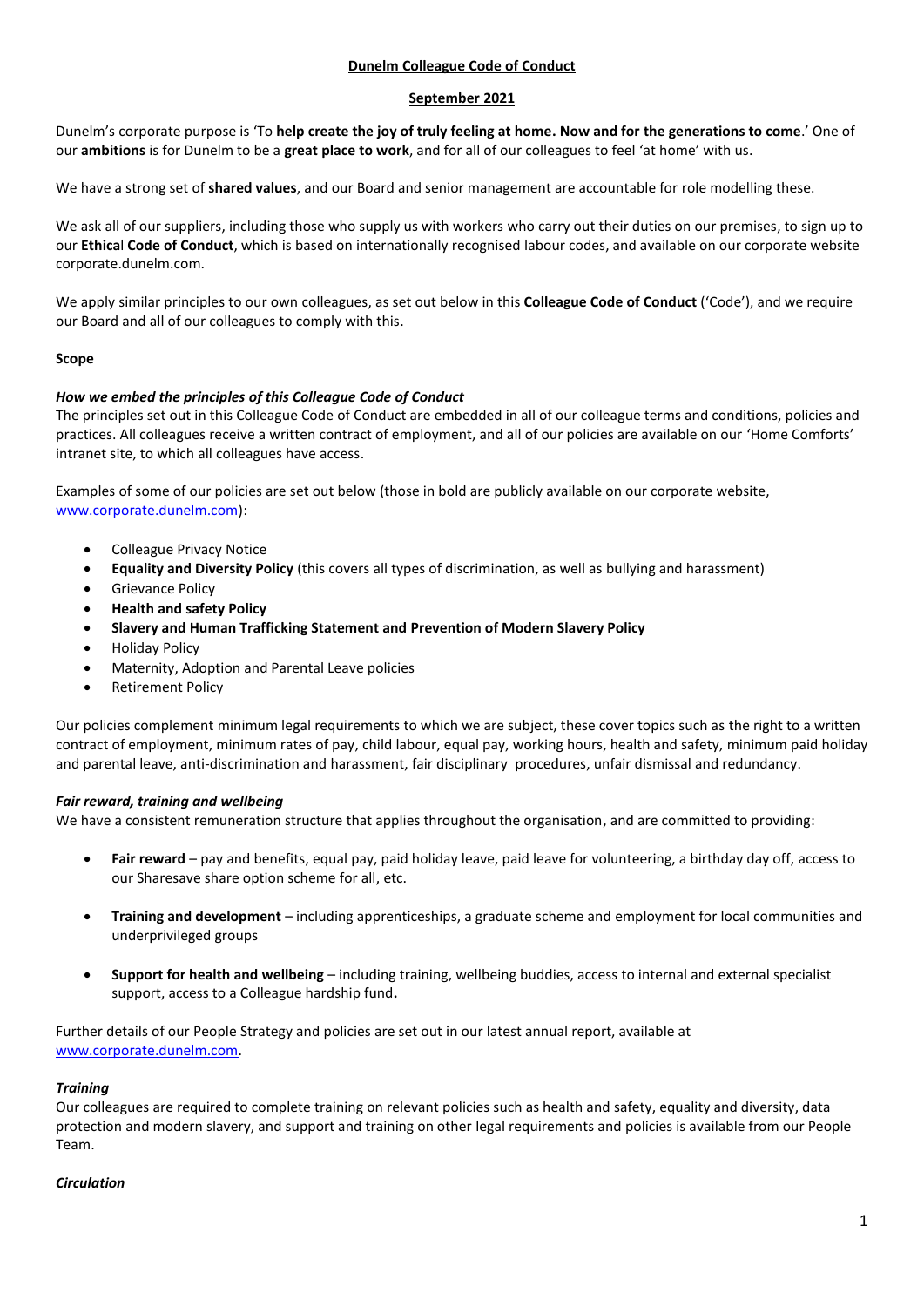# Dunelm Colleague Code of Conduct

## September 2021

Dunelm's corporate purpose is 'To **help create the joy of truly feeling at home. Now and for the generations to come**.' One of our **ambitions** is for Dunelm to be a **great place to work**, and for all of our colleagues to feel 'at home' with us.

We have a strong set of **shared values**, and our Board and senior management are accountable for role modelling these.

We ask all of our suppliers, including those who supply us with workers who carry out their duties on our premises, to sign up to our **Ethical Code of Conduct**, which is based on internationally recognised labour codes, and available on our corporate website corporate.dunelm.com.

We apply similar principles to our own colleagues, as set out below in this **Colleague Code of Conduct** ('Code'), and we require our Board and all of our colleagues to comply with this.

**Scope**

***How we embed the principles of this Colleague Code of Conduct***

The principles set out in this Colleague Code of Conduct are embedded in all of our colleague terms and conditions, policies and practices. All colleagues receive a written contract of employment, and all of our policies are available on our 'Home Comforts' intranet site, to which all colleagues have access.

Examples of some of our policies are set out below (those in bold are publicly available on our corporate website, www.corporate.dunelm.com):

- Colleague Privacy Notice
- **Equality and Diversity Policy** (this covers all types of discrimination, as well as bullying and harassment)
- Grievance Policy
- **Health and safety Policy**
- **Slavery and Human Trafficking Statement and Prevention of Modern Slavery Policy**
- Holiday Policy
- Maternity, Adoption and Parental Leave policies
- Retirement Policy

Our policies complement minimum legal requirements to which we are subject, these cover topics such as the right to a written contract of employment, minimum rates of pay, child labour, equal pay, working hours, health and safety, minimum paid holiday and parental leave, anti-discrimination and harassment, fair disciplinary procedures, unfair dismissal and redundancy.

***Fair reward, training and wellbeing***

We have a consistent remuneration structure that applies throughout the organisation, and are committed to providing:

- **Fair reward** – pay and benefits, equal pay, paid holiday leave, paid leave for volunteering, a birthday day off, access to our Sharesave share option scheme for all, etc.
- **Training and development** – including apprenticeships, a graduate scheme and employment for local communities and underprivileged groups
- **Support for health and wellbeing** – including training, wellbeing buddies, access to internal and external specialist support, access to a Colleague hardship fund**.**

Further details of our People Strategy and policies are set out in our latest annual report, available at www.corporate.dunelm.com.

***Training***

Our colleagues are required to complete training on relevant policies such as health and safety, equality and diversity, data protection and modern slavery, and support and training on other legal requirements and policies is available from our People Team.

***Circulation***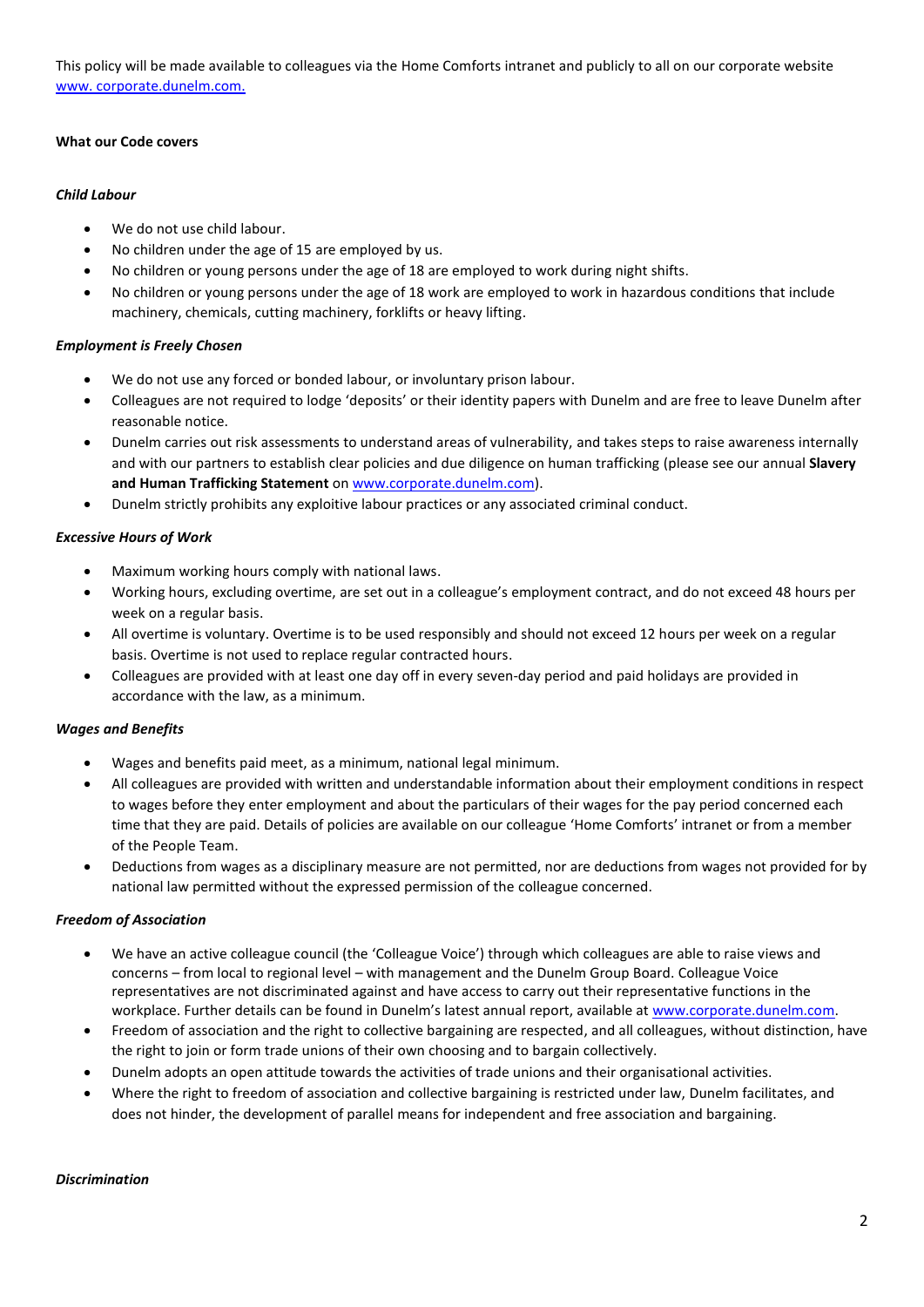This policy will be made available to colleagues via the Home Comforts intranet and publicly to all on our corporate website [www. corporate.dunelm.com.](www.corporate.dunelm.com)

**What our Code covers**

***Child Labour***

- We do not use child labour.
- No children under the age of 15 are employed by us.
- No children or young persons under the age of 18 are employed to work during night shifts.
- No children or young persons under the age of 18 work are employed to work in hazardous conditions that include machinery, chemicals, cutting machinery, forklifts or heavy lifting.

***Employment is Freely Chosen***

- We do not use any forced or bonded labour, or involuntary prison labour.
- Colleagues are not required to lodge 'deposits' or their identity papers with Dunelm and are free to leave Dunelm after reasonable notice.
- Dunelm carries out risk assessments to understand areas of vulnerability, and takes steps to raise awareness internally and with our partners to establish clear policies and due diligence on human trafficking (please see our annual **Slavery and Human Trafficking Statement** on [www.corporate.dunelm.com](www.corporate.dunelm.com)).
- Dunelm strictly prohibits any exploitive labour practices or any associated criminal conduct.

***Excessive Hours of Work***

- Maximum working hours comply with national laws.
- Working hours, excluding overtime, are set out in a colleague's employment contract, and do not exceed 48 hours per week on a regular basis.
- All overtime is voluntary. Overtime is to be used responsibly and should not exceed 12 hours per week on a regular basis. Overtime is not used to replace regular contracted hours.
- Colleagues are provided with at least one day off in every seven-day period and paid holidays are provided in accordance with the law, as a minimum.

***Wages and Benefits***

- Wages and benefits paid meet, as a minimum, national legal minimum.
- All colleagues are provided with written and understandable information about their employment conditions in respect to wages before they enter employment and about the particulars of their wages for the pay period concerned each time that they are paid. Details of policies are available on our colleague 'Home Comforts' intranet or from a member of the People Team.
- Deductions from wages as a disciplinary measure are not permitted, nor are deductions from wages not provided for by national law permitted without the expressed permission of the colleague concerned.

***Freedom of Association***

- We have an active colleague council (the 'Colleague Voice') through which colleagues are able to raise views and concerns – from local to regional level – with management and the Dunelm Group Board. Colleague Voice representatives are not discriminated against and have access to carry out their representative functions in the workplace. Further details can be found in Dunelm's latest annual report, available at [www.corporate.dunelm.com](www.corporate.dunelm.com).
- Freedom of association and the right to collective bargaining are respected, and all colleagues, without distinction, have the right to join or form trade unions of their own choosing and to bargain collectively.
- Dunelm adopts an open attitude towards the activities of trade unions and their organisational activities.
- Where the right to freedom of association and collective bargaining is restricted under law, Dunelm facilitates, and does not hinder, the development of parallel means for independent and free association and bargaining.

***Discrimination***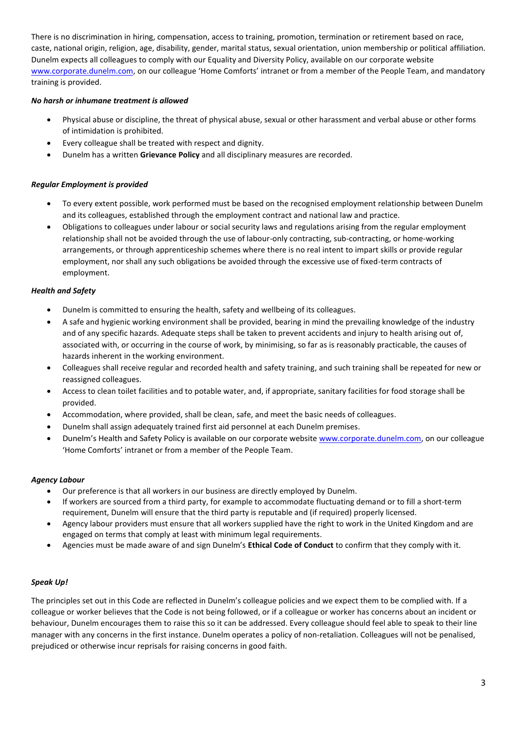There is no discrimination in hiring, compensation, access to training, promotion, termination or retirement based on race, caste, national origin, religion, age, disability, gender, marital status, sexual orientation, union membership or political affiliation. Dunelm expects all colleagues to comply with our Equality and Diversity Policy, available on our corporate website www.corporate.dunelm.com, on our colleague 'Home Comforts' intranet or from a member of the People Team, and mandatory training is provided.

***No harsh or inhumane treatment is allowed***

- Physical abuse or discipline, the threat of physical abuse, sexual or other harassment and verbal abuse or other forms of intimidation is prohibited.
- Every colleague shall be treated with respect and dignity.
- Dunelm has a written **Grievance Policy** and all disciplinary measures are recorded.

***Regular Employment is provided***

- To every extent possible, work performed must be based on the recognised employment relationship between Dunelm and its colleagues, established through the employment contract and national law and practice.
- Obligations to colleagues under labour or social security laws and regulations arising from the regular employment relationship shall not be avoided through the use of labour-only contracting, sub-contracting, or home-working arrangements, or through apprenticeship schemes where there is no real intent to impart skills or provide regular employment, nor shall any such obligations be avoided through the excessive use of fixed-term contracts of employment.

***Health and Safety***

- Dunelm is committed to ensuring the health, safety and wellbeing of its colleagues.
- A safe and hygienic working environment shall be provided, bearing in mind the prevailing knowledge of the industry and of any specific hazards. Adequate steps shall be taken to prevent accidents and injury to health arising out of, associated with, or occurring in the course of work, by minimising, so far as is reasonably practicable, the causes of hazards inherent in the working environment.
- Colleagues shall receive regular and recorded health and safety training, and such training shall be repeated for new or reassigned colleagues.
- Access to clean toilet facilities and to potable water, and, if appropriate, sanitary facilities for food storage shall be provided.
- Accommodation, where provided, shall be clean, safe, and meet the basic needs of colleagues.
- Dunelm shall assign adequately trained first aid personnel at each Dunelm premises.
- Dunelm's Health and Safety Policy is available on our corporate website www.corporate.dunelm.com, on our colleague 'Home Comforts' intranet or from a member of the People Team.

***Agency Labour***

- Our preference is that all workers in our business are directly employed by Dunelm.
- If workers are sourced from a third party, for example to accommodate fluctuating demand or to fill a short-term requirement, Dunelm will ensure that the third party is reputable and (if required) properly licensed.
- Agency labour providers must ensure that all workers supplied have the right to work in the United Kingdom and are engaged on terms that comply at least with minimum legal requirements.
- Agencies must be made aware of and sign Dunelm's **Ethical Code of Conduct** to confirm that they comply with it.

***Speak Up!***

The principles set out in this Code are reflected in Dunelm's colleague policies and we expect them to be complied with. If a colleague or worker believes that the Code is not being followed, or if a colleague or worker has concerns about an incident or behaviour, Dunelm encourages them to raise this so it can be addressed. Every colleague should feel able to speak to their line manager with any concerns in the first instance. Dunelm operates a policy of non-retaliation. Colleagues will not be penalised, prejudiced or otherwise incur reprisals for raising concerns in good faith.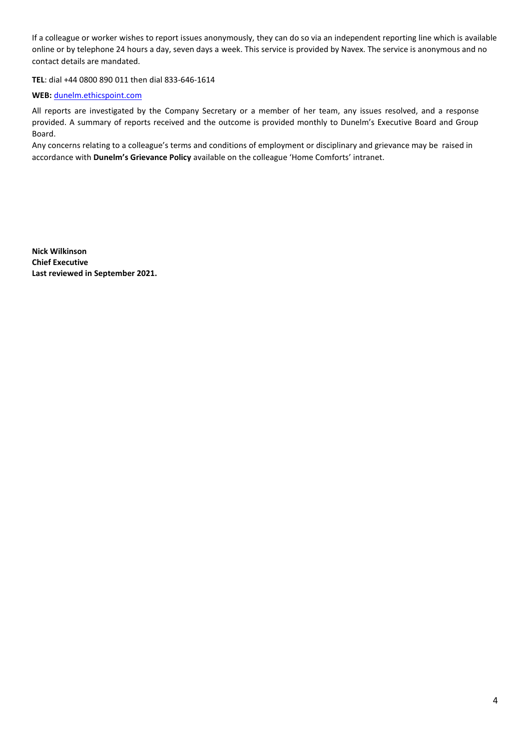If a colleague or worker wishes to report issues anonymously, they can do so via an independent reporting line which is available online or by telephone 24 hours a day, seven days a week. This service is provided by Navex. The service is anonymous and no contact details are mandated.

**TEL**: dial +44 0800 890 011 then dial 833-646-1614

**WEB:** dunelm.ethicspoint.com

All reports are investigated by the Company Secretary or a member of her team, any issues resolved, and a response provided. A summary of reports received and the outcome is provided monthly to Dunelm's Executive Board and Group Board.

Any concerns relating to a colleague's terms and conditions of employment or disciplinary and grievance may be raised in accordance with **Dunelm's Grievance Policy** available on the colleague 'Home Comforts' intranet.

**Nick Wilkinson**
**Chief Executive**
**Last reviewed in September 2021.**